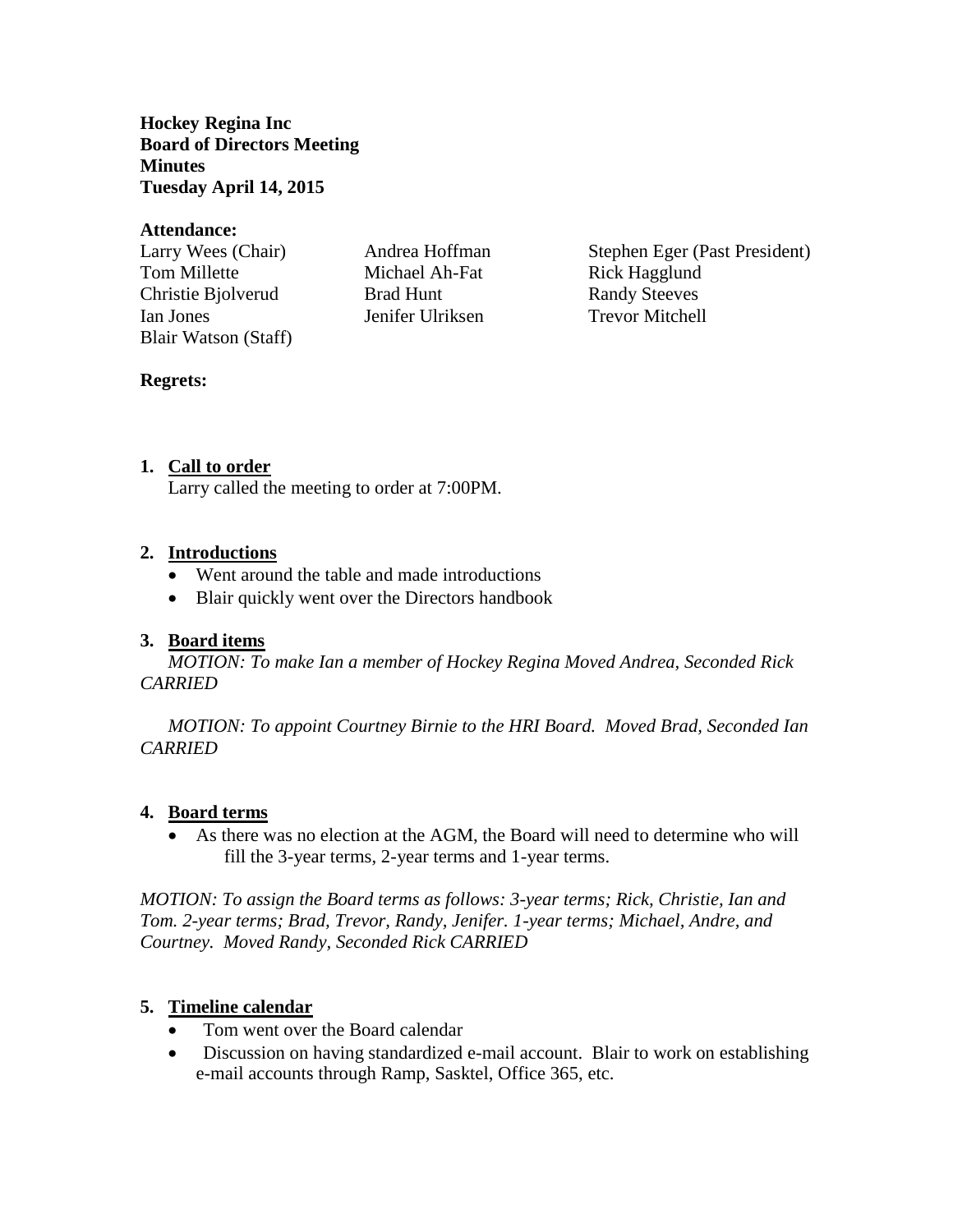**Hockey Regina Inc**
**Board of Directors Meeting**
**Minutes**
**Tuesday April 14, 2015**

**Attendance:**

| | | |
|---|---|---|
| Larry Wees (Chair) | Andrea Hoffman | Stephen Eger (Past President) |
| Tom Millette | Michael Ah-Fat | Rick Hagglund |
| Christie Bjolverud | Brad Hunt | Randy Steeves |
| Ian Jones | Jenifer Ulriksen | Trevor Mitchell |
| Blair Watson (Staff) | | |

**Regrets:**

1. **Call to order**

   Larry called the meeting to order at 7:00PM.

2. **Introductions**
   - Went around the table and made introductions
   - Blair quickly went over the Directors handbook

3. **Board items**

   *MOTION: To make Ian a member of Hockey Regina Moved Andrea, Seconded Rick CARRIED*

   *MOTION: To appoint Courtney Birnie to the HRI Board. Moved Brad, Seconded Ian CARRIED*

4. **Board terms**
   - As there was no election at the AGM, the Board will need to determine who will fill the 3-year terms, 2-year terms and 1-year terms.

*MOTION: To assign the Board terms as follows: 3-year terms; Rick, Christie, Ian and Tom. 2-year terms; Brad, Trevor, Randy, Jenifer. 1-year terms; Michael, Andre, and Courtney. Moved Randy, Seconded Rick CARRIED*

5. **Timeline calendar**
   - Tom went over the Board calendar
   - Discussion on having standardized e-mail account. Blair to work on establishing e-mail accounts through Ramp, Sasktel, Office 365, etc.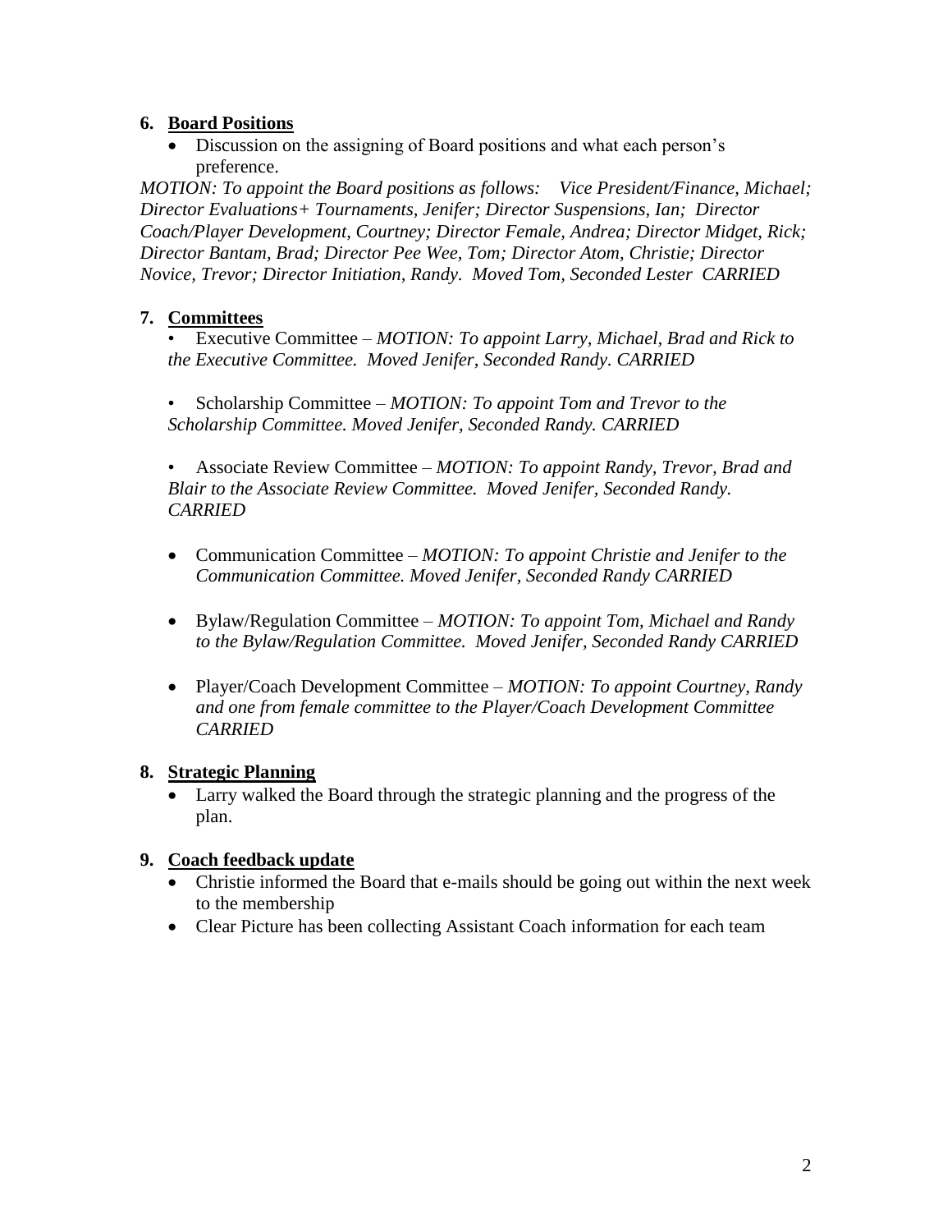6. **Board Positions**

- Discussion on the assigning of Board positions and what each person's preference.

*MOTION: To appoint the Board positions as follows: Vice President/Finance, Michael; Director Evaluations+ Tournaments, Jenifer; Director Suspensions, Ian; Director Coach/Player Development, Courtney; Director Female, Andrea; Director Midget, Rick; Director Bantam, Brad; Director Pee Wee, Tom; Director Atom, Christie; Director Novice, Trevor; Director Initiation, Randy. Moved Tom, Seconded Lester CARRIED*

7. **Committees**

- Executive Committee – *MOTION: To appoint Larry, Michael, Brad and Rick to the Executive Committee. Moved Jenifer, Seconded Randy. CARRIED*

- Scholarship Committee – *MOTION: To appoint Tom and Trevor to the Scholarship Committee. Moved Jenifer, Seconded Randy. CARRIED*

- Associate Review Committee – *MOTION: To appoint Randy, Trevor, Brad and Blair to the Associate Review Committee. Moved Jenifer, Seconded Randy. CARRIED*

- Communication Committee – *MOTION: To appoint Christie and Jenifer to the Communication Committee. Moved Jenifer, Seconded Randy CARRIED*

- Bylaw/Regulation Committee – *MOTION: To appoint Tom, Michael and Randy to the Bylaw/Regulation Committee. Moved Jenifer, Seconded Randy CARRIED*

- Player/Coach Development Committee – *MOTION: To appoint Courtney, Randy and one from female committee to the Player/Coach Development Committee CARRIED*

8. **Strategic Planning**

- Larry walked the Board through the strategic planning and the progress of the plan.

9. **Coach feedback update**

- Christie informed the Board that e-mails should be going out within the next week to the membership
- Clear Picture has been collecting Assistant Coach information for each team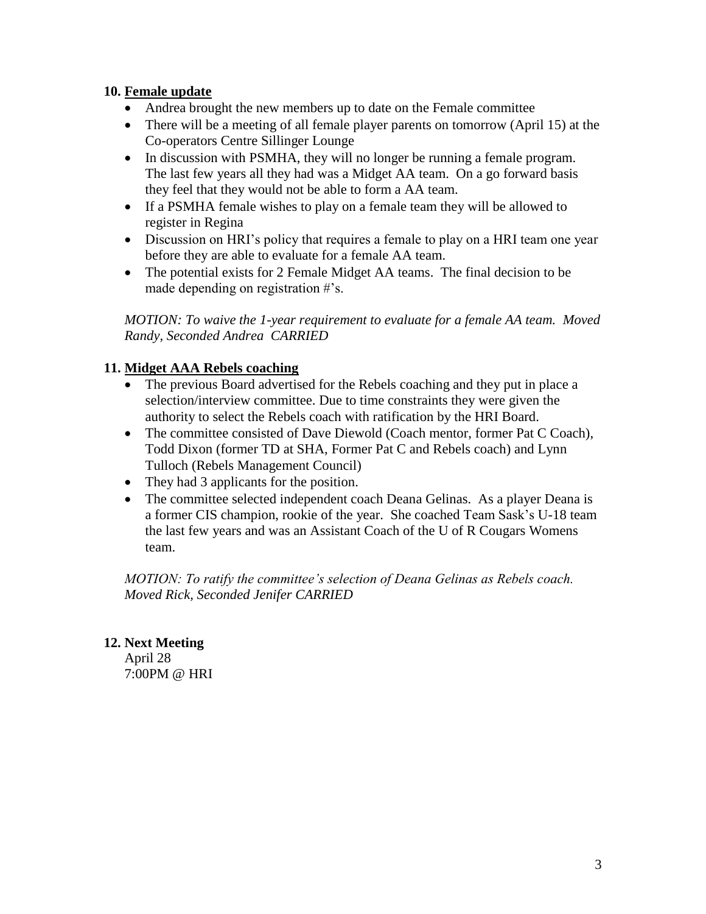## 10. Female update

- Andrea brought the new members up to date on the Female committee
- There will be a meeting of all female player parents on tomorrow (April 15) at the Co-operators Centre Sillinger Lounge
- In discussion with PSMHA, they will no longer be running a female program. The last few years all they had was a Midget AA team. On a go forward basis they feel that they would not be able to form a AA team.
- If a PSMHA female wishes to play on a female team they will be allowed to register in Regina
- Discussion on HRI's policy that requires a female to play on a HRI team one year before they are able to evaluate for a female AA team.
- The potential exists for 2 Female Midget AA teams. The final decision to be made depending on registration #'s.

*MOTION: To waive the 1-year requirement to evaluate for a female AA team. Moved Randy, Seconded Andrea CARRIED*

## 11. Midget AAA Rebels coaching

- The previous Board advertised for the Rebels coaching and they put in place a selection/interview committee. Due to time constraints they were given the authority to select the Rebels coach with ratification by the HRI Board.
- The committee consisted of Dave Diewold (Coach mentor, former Pat C Coach), Todd Dixon (former TD at SHA, Former Pat C and Rebels coach) and Lynn Tulloch (Rebels Management Council)
- They had 3 applicants for the position.
- The committee selected independent coach Deana Gelinas. As a player Deana is a former CIS champion, rookie of the year. She coached Team Sask's U-18 team the last few years and was an Assistant Coach of the U of R Cougars Womens team.

*MOTION: To ratify the committee's selection of Deana Gelinas as Rebels coach. Moved Rick, Seconded Jenifer CARRIED*

## 12. Next Meeting

April 28
7:00PM @ HRI